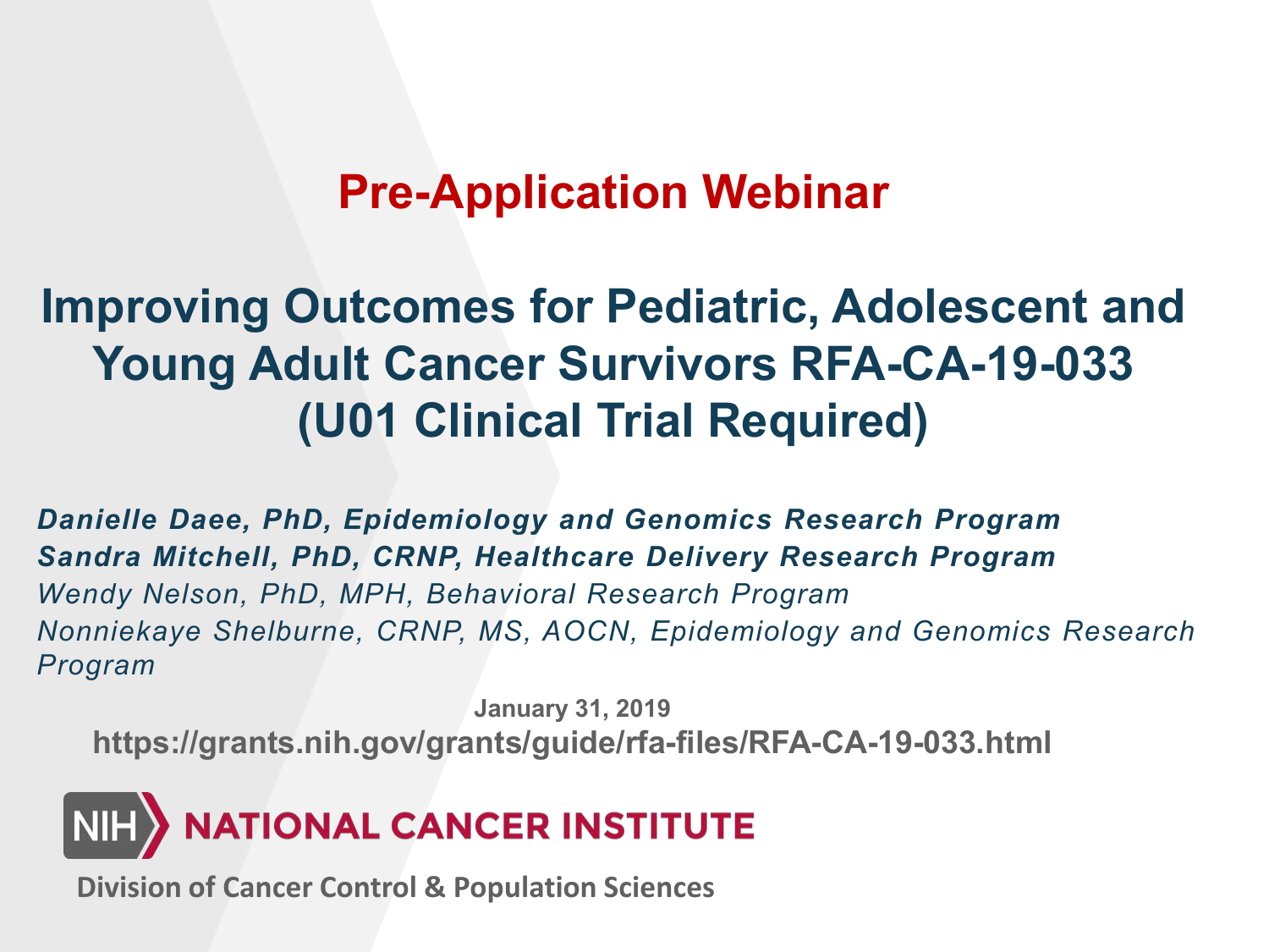## Pre-Application Webinar

# Improving Outcomes for Pediatric, Adolescent and Young Adult Cancer Survivors RFA-CA-19-033 (U01 Clinical Trial Required)

***Danielle Daee, PhD, Epidemiology and Genomics Research Program***
***Sandra Mitchell, PhD, CRNP, Healthcare Delivery Research Program***
*Wendy Nelson, PhD, MPH, Behavioral Research Program*
*Nonniekaye Shelburne, CRNP, MS, AOCN, Epidemiology and Genomics Research Program*

**January 31, 2019**

**https://grants.nih.gov/grants/guide/rfa-files/RFA-CA-19-033.html**

NIH NATIONAL CANCER INSTITUTE

**Division of Cancer Control & Population Sciences**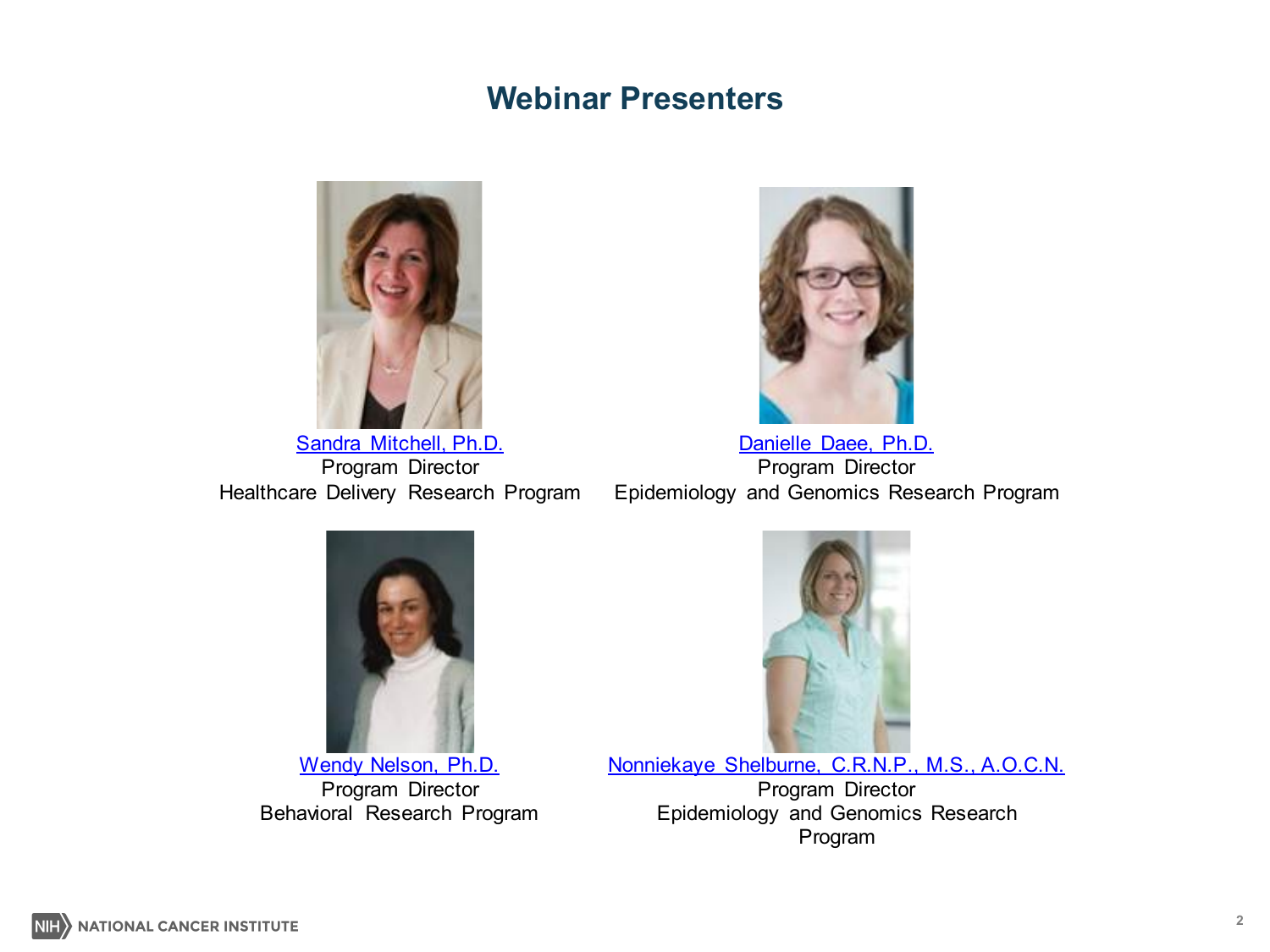# Webinar Presenters

Sandra Mitchell, Ph.D.
Program Director
Healthcare Delivery Research Program

Danielle Daee, Ph.D.
Program Director
Epidemiology and Genomics Research Program

Wendy Nelson, Ph.D.
Program Director
Behavioral Research Program

Nonniekaye Shelburne, C.R.N.P., M.S., A.O.C.N.
Program Director
Epidemiology and Genomics Research Program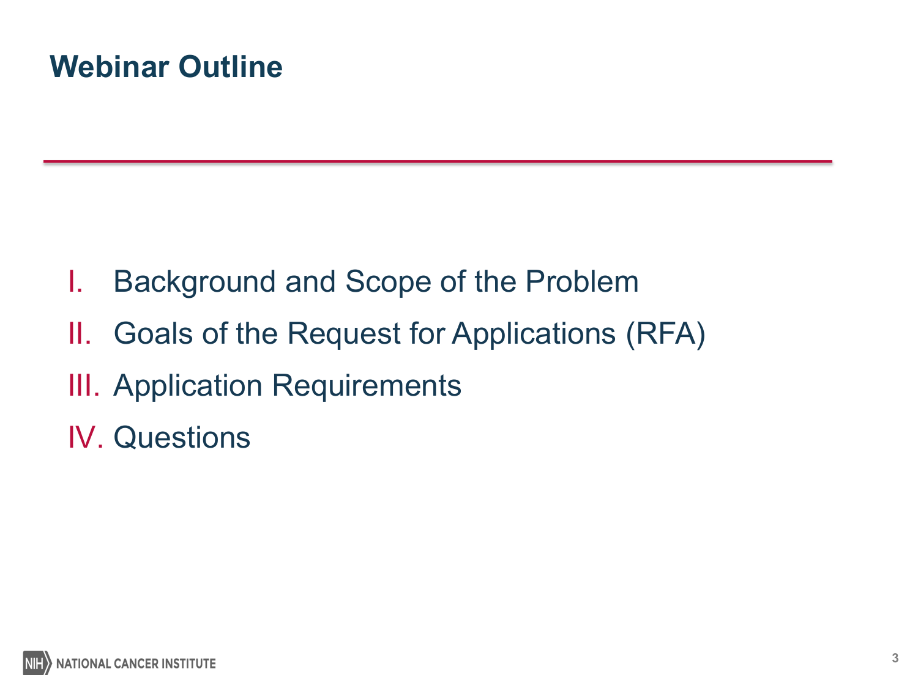# Webinar Outline

I. Background and Scope of the Problem

II. Goals of the Request for Applications (RFA)

III. Application Requirements

IV. Questions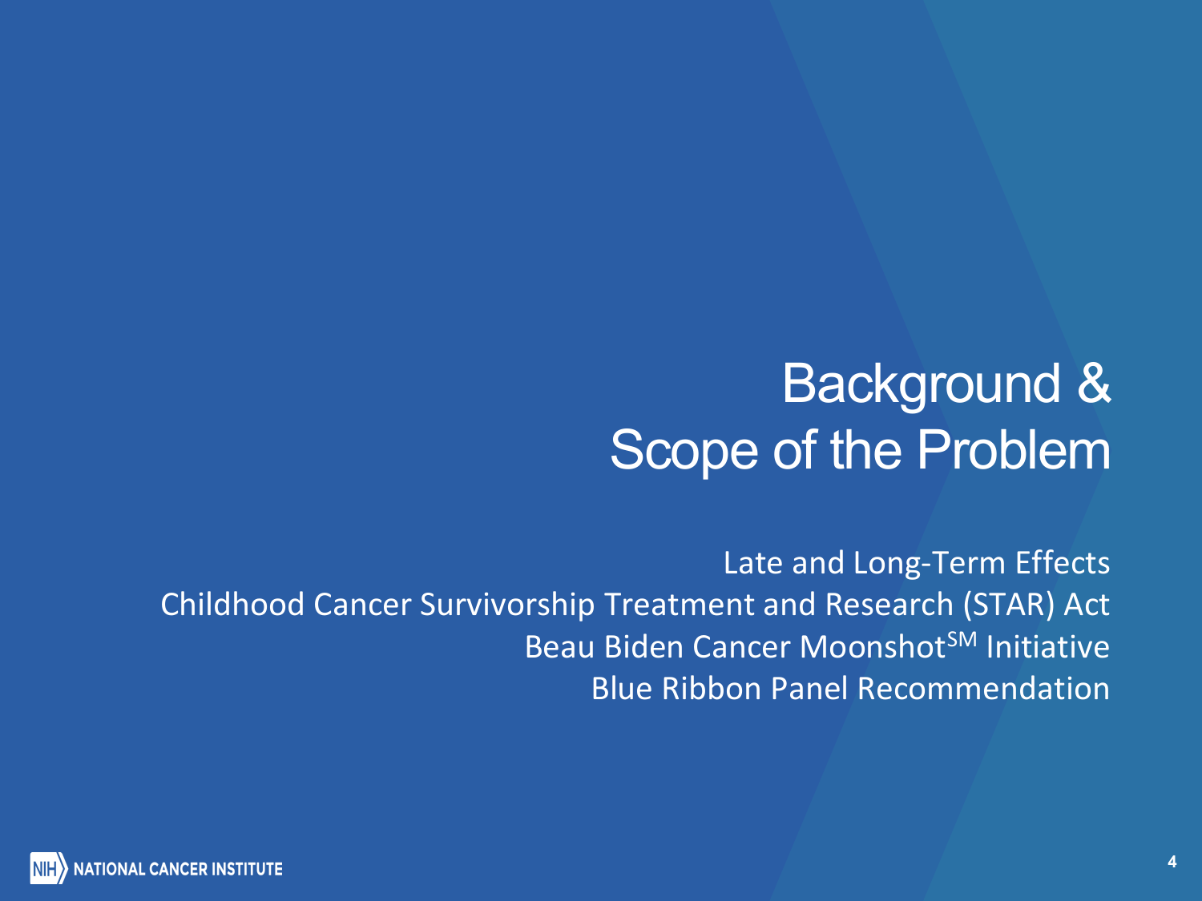# Background & Scope of the Problem

Late and Long-Term Effects

Childhood Cancer Survivorship Treatment and Research (STAR) Act

Beau Biden Cancer Moonshot$^{SM}$ Initiative

Blue Ribbon Panel Recommendation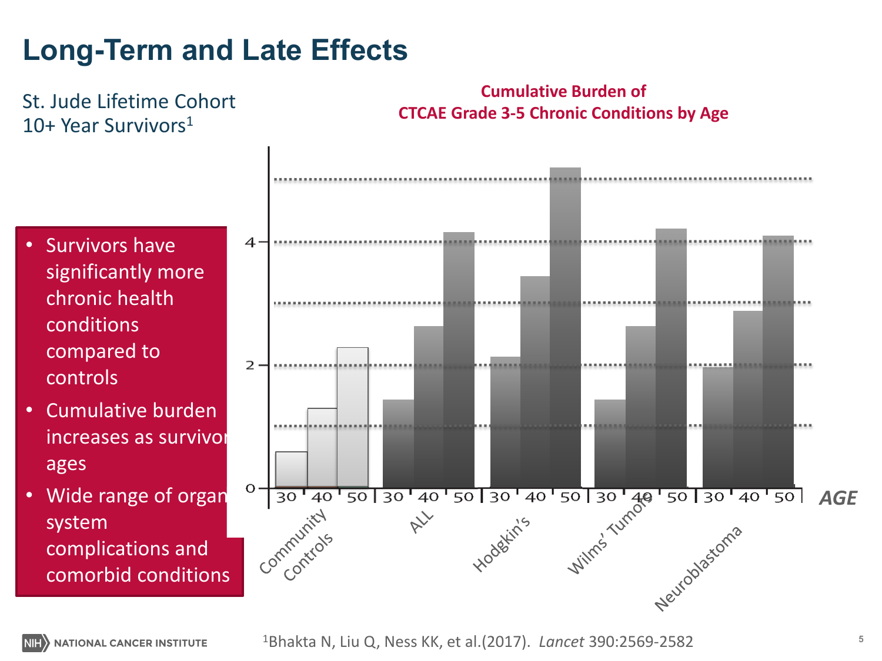# Long-Term and Late Effects

St. Jude Lifetime Cohort
10+ Year Survivors[1]

- Survivors have significantly more chronic health conditions compared to controls
- Cumulative burden increases as survivor ages
- Wide range of organ system complications and comorbid conditions

**Cumulative Burden of CTCAE Grade 3-5 Chronic Conditions by Age**

[1]Bhakta N, Liu Q, Ness KK, et al.(2017). *Lancet* 390:2569-2582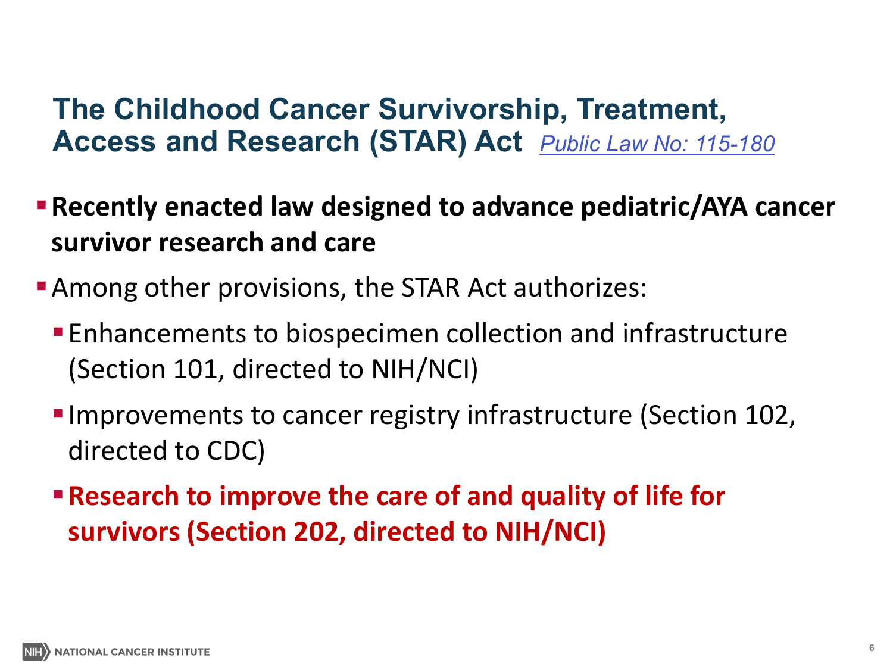## The Childhood Cancer Survivorship, Treatment, Access and Research (STAR) Act *Public Law No: 115-180*

- **Recently enacted law designed to advance pediatric/AYA cancer survivor research and care**
- Among other provisions, the STAR Act authorizes:
  - Enhancements to biospecimen collection and infrastructure (Section 101, directed to NIH/NCI)
  - Improvements to cancer registry infrastructure (Section 102, directed to CDC)
  - **Research to improve the care of and quality of life for survivors (Section 202, directed to NIH/NCI)**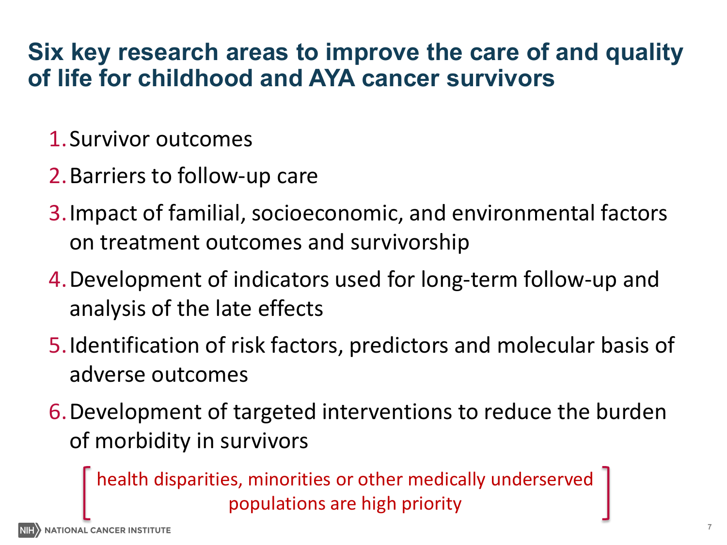# Six key research areas to improve the care of and quality of life for childhood and AYA cancer survivors

1. Survivor outcomes
2. Barriers to follow-up care
3. Impact of familial, socioeconomic, and environmental factors on treatment outcomes and survivorship
4. Development of indicators used for long-term follow-up and analysis of the late effects
5. Identification of risk factors, predictors and molecular basis of adverse outcomes
6. Development of targeted interventions to reduce the burden of morbidity in survivors

[ health disparities, minorities or other medically underserved populations are high priority ]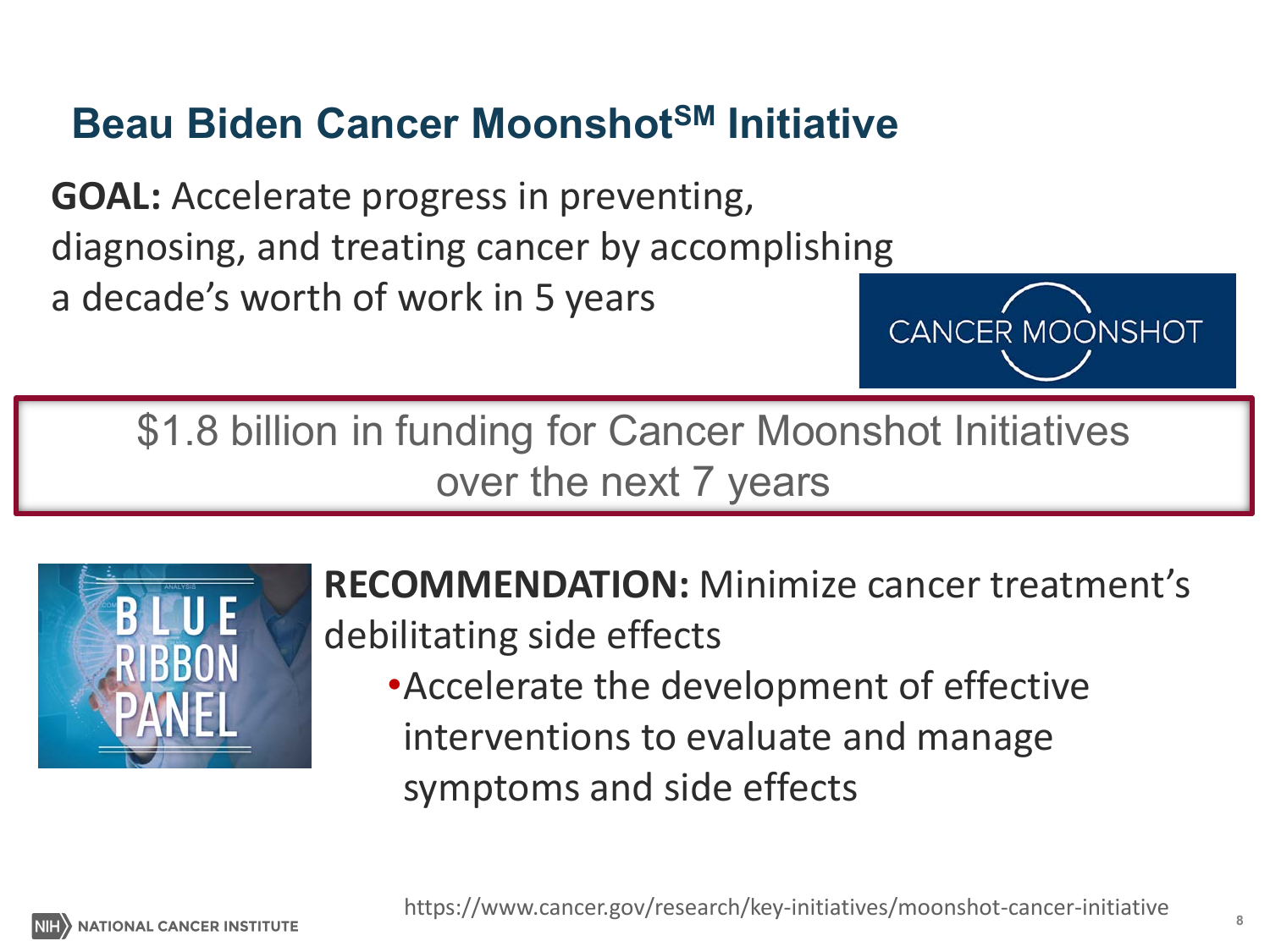# Beau Biden Cancer Moonshot[SM] Initiative

**GOAL:** Accelerate progress in preventing, diagnosing, and treating cancer by accomplishing a decade's worth of work in 5 years

CANCER MOONSHOT

$1.8 billion in funding for Cancer Moonshot Initiatives over the next 7 years

BLUE RIBBON PANEL

**RECOMMENDATION:** Minimize cancer treatment's debilitating side effects

- Accelerate the development of effective interventions to evaluate and manage symptoms and side effects

https://www.cancer.gov/research/key-initiatives/moonshot-cancer-initiative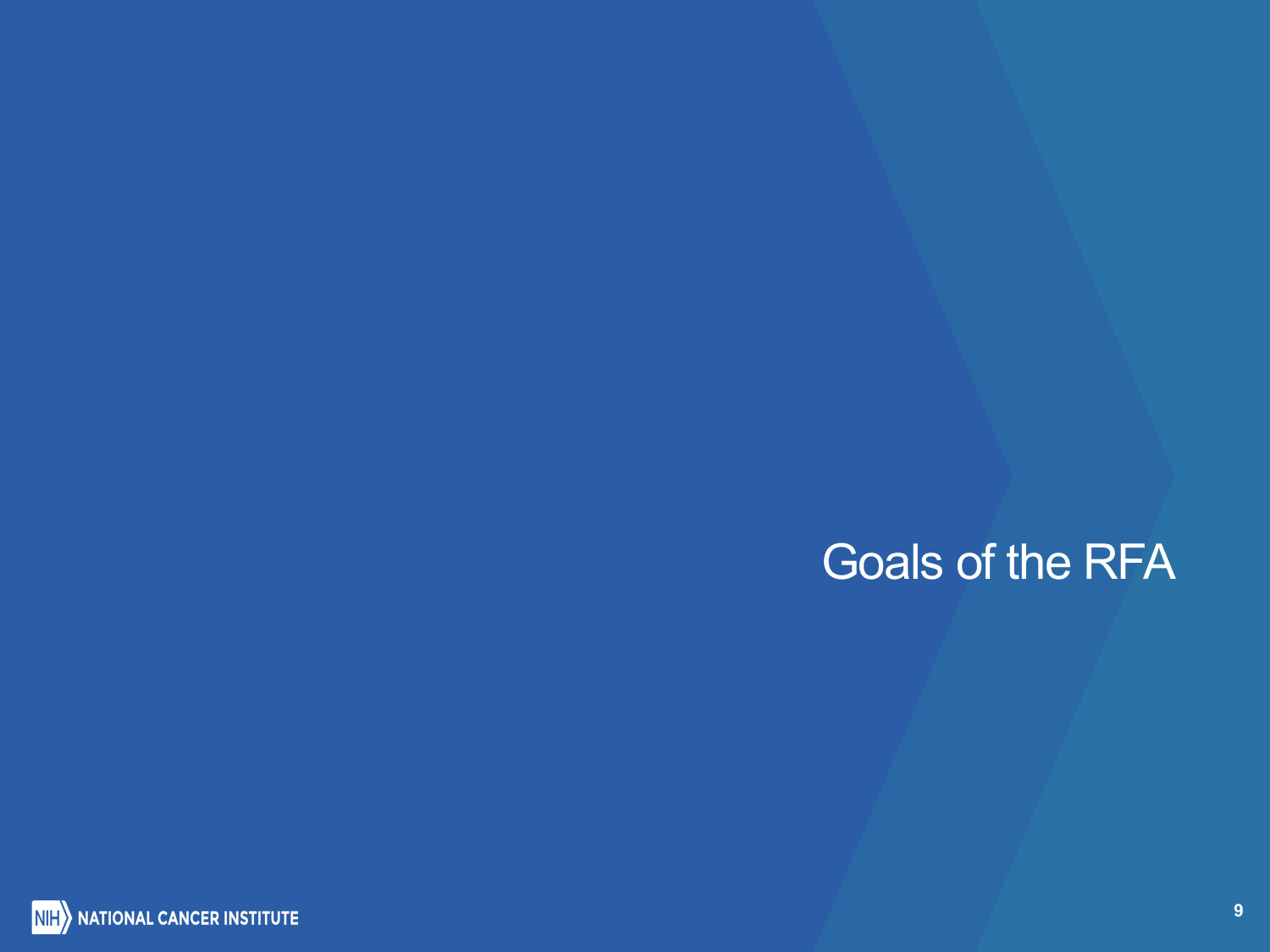# Goals of the RFA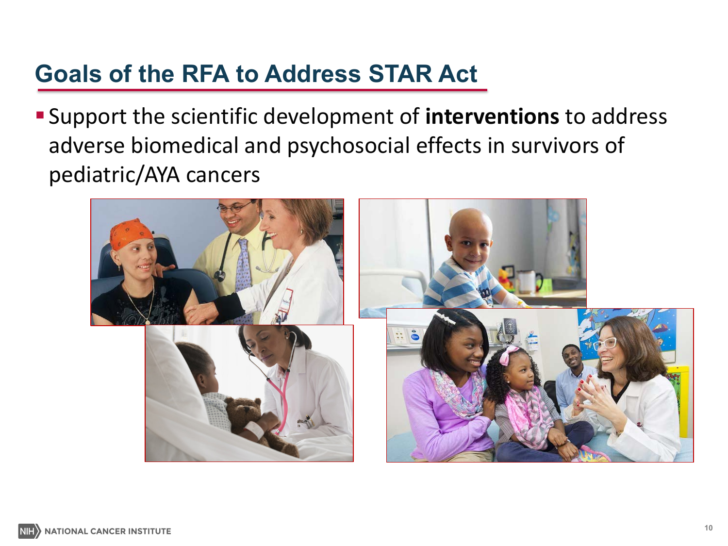## Goals of the RFA to Address STAR Act

- Support the scientific development of **interventions** to address adverse biomedical and psychosocial effects in survivors of pediatric/AYA cancers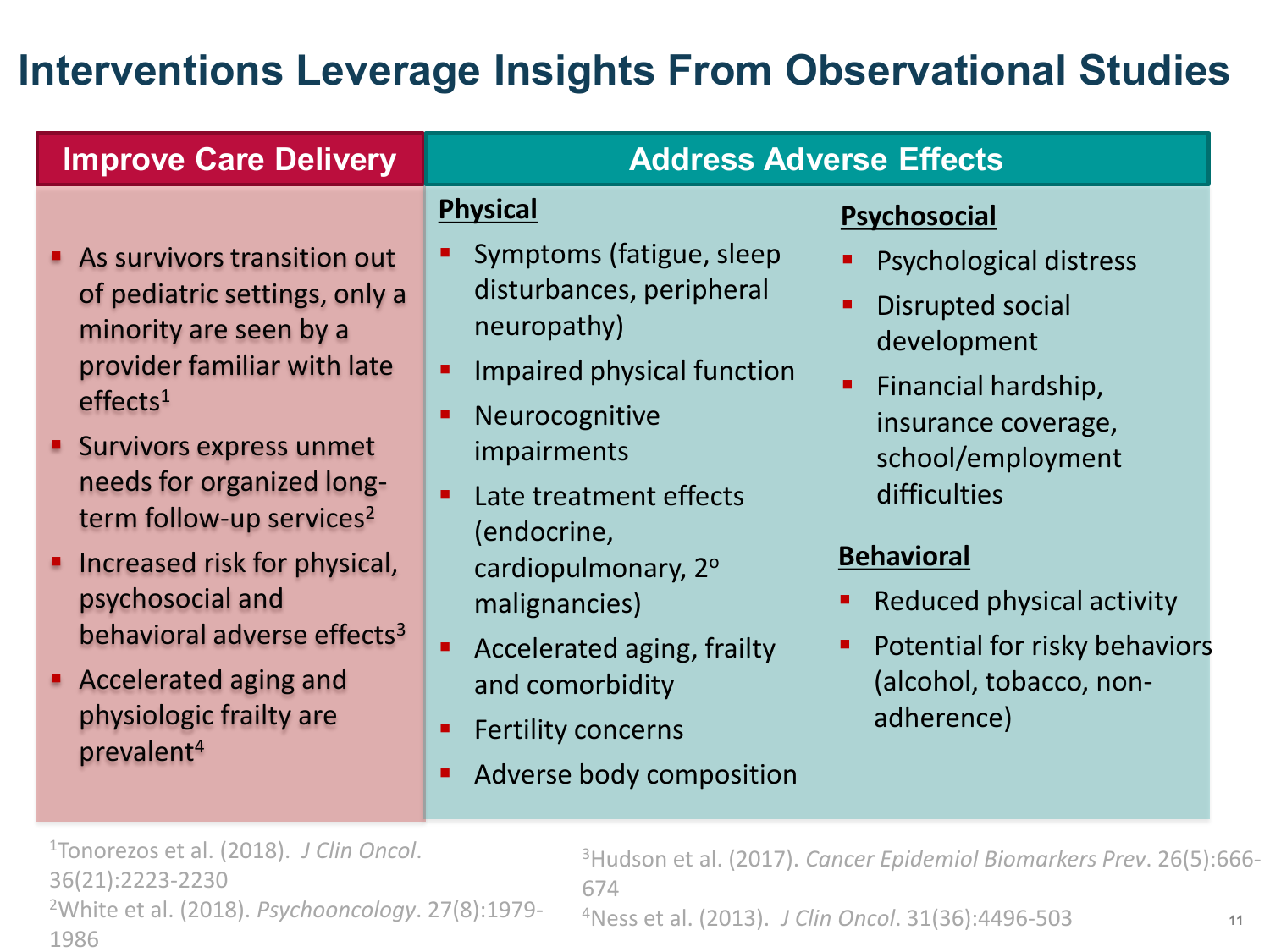# Interventions Leverage Insights From Observational Studies

## Improve Care Delivery

- As survivors transition out of pediatric settings, only a minority are seen by a provider familiar with late effects[1]
- Survivors express unmet needs for organized long-term follow-up services[2]
- Increased risk for physical, psychosocial and behavioral adverse effects[3]
- Accelerated aging and physiologic frailty are prevalent[4]

## Address Adverse Effects

### Physical

- Symptoms (fatigue, sleep disturbances, peripheral neuropathy)
- Impaired physical function
- Neurocognitive impairments
- Late treatment effects (endocrine, cardiopulmonary, 2° malignancies)
- Accelerated aging, frailty and comorbidity
- Fertility concerns
- Adverse body composition

### Psychosocial

- Psychological distress
- Disrupted social development
- Financial hardship, insurance coverage, school/employment difficulties

### Behavioral

- Reduced physical activity
- Potential for risky behaviors (alcohol, tobacco, non-adherence)

---

[1]Tonorezos et al. (2018). *J Clin Oncol*. 36(21):2223-2230

[2]White et al. (2018). *Psychooncology*. 27(8):1979-1986

[3]Hudson et al. (2017). *Cancer Epidemiol Biomarkers Prev*. 26(5):666-674

[4]Ness et al. (2013). *J Clin Oncol*. 31(36):4496-503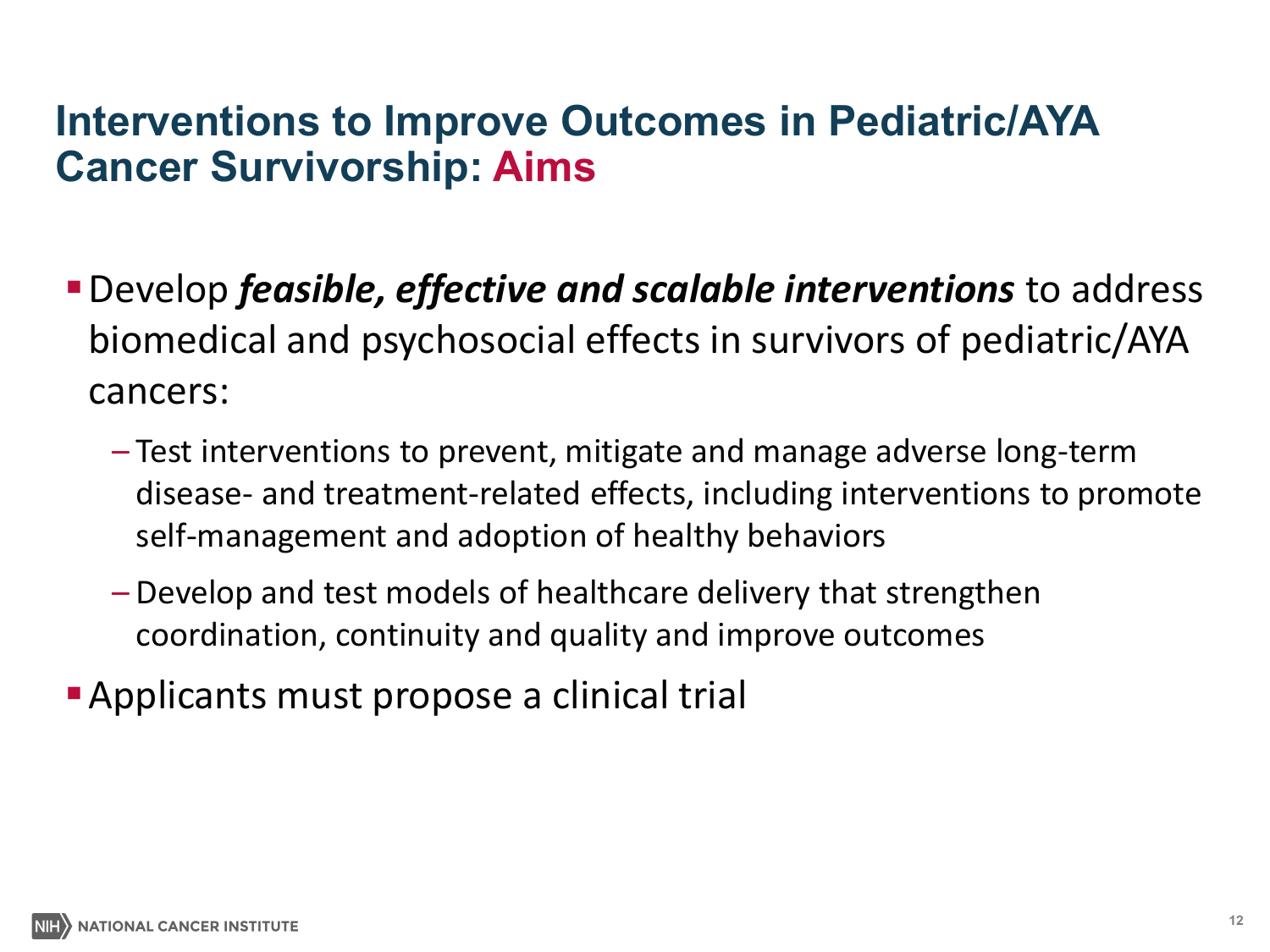# Interventions to Improve Outcomes in Pediatric/AYA Cancer Survivorship: Aims

- Develop ***feasible, effective and scalable interventions*** to address biomedical and psychosocial effects in survivors of pediatric/AYA cancers:
  - Test interventions to prevent, mitigate and manage adverse long-term disease- and treatment-related effects, including interventions to promote self-management and adoption of healthy behaviors
  - Develop and test models of healthcare delivery that strengthen coordination, continuity and quality and improve outcomes
- Applicants must propose a clinical trial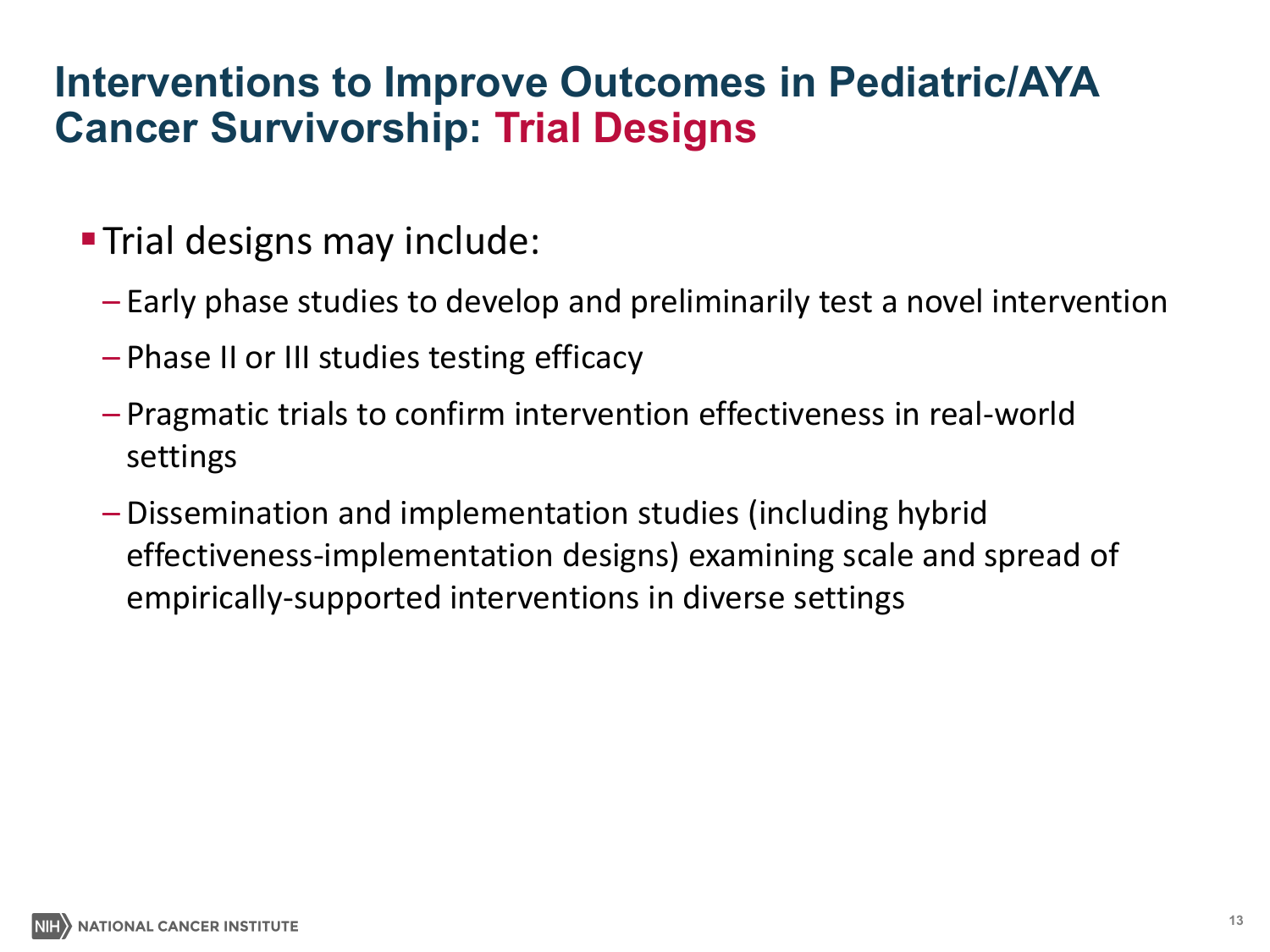# Interventions to Improve Outcomes in Pediatric/AYA Cancer Survivorship: Trial Designs

- Trial designs may include:
  - Early phase studies to develop and preliminarily test a novel intervention
  - Phase II or III studies testing efficacy
  - Pragmatic trials to confirm intervention effectiveness in real-world settings
  - Dissemination and implementation studies (including hybrid effectiveness-implementation designs) examining scale and spread of empirically-supported interventions in diverse settings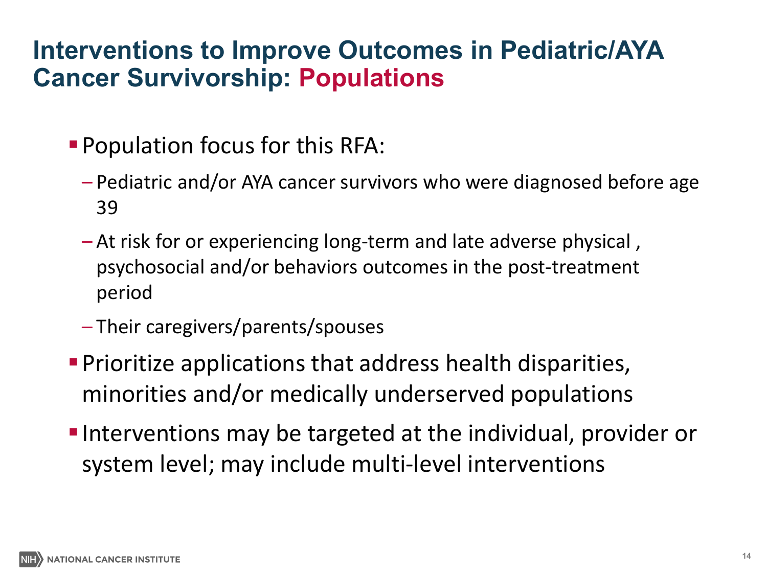# Interventions to Improve Outcomes in Pediatric/AYA Cancer Survivorship: Populations

- Population focus for this RFA:
  - Pediatric and/or AYA cancer survivors who were diagnosed before age 39
  - At risk for or experiencing long-term and late adverse physical , psychosocial and/or behaviors outcomes in the post-treatment period
  - Their caregivers/parents/spouses
- Prioritize applications that address health disparities, minorities and/or medically underserved populations
- Interventions may be targeted at the individual, provider or system level; may include multi-level interventions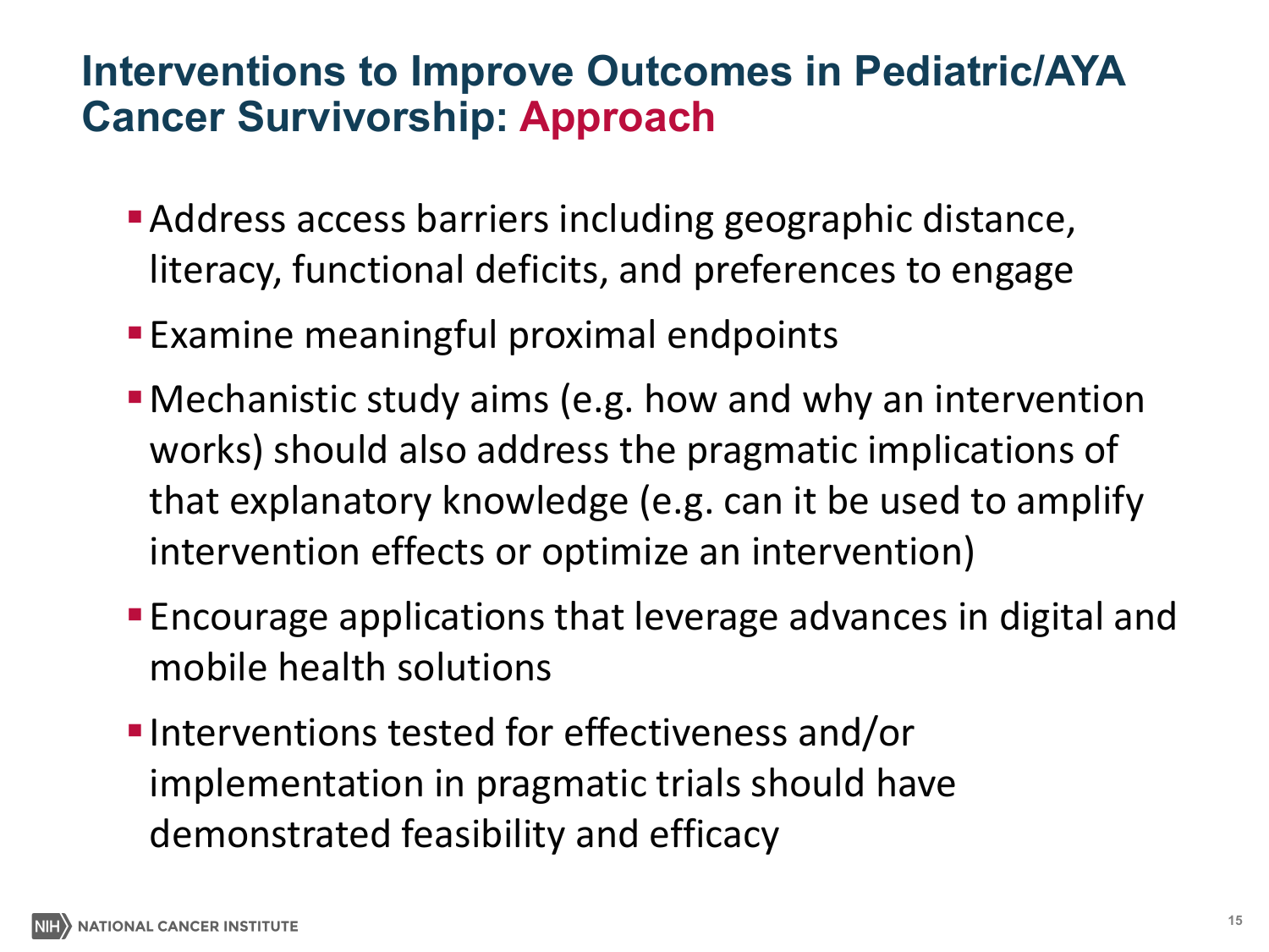# Interventions to Improve Outcomes in Pediatric/AYA Cancer Survivorship: Approach

- Address access barriers including geographic distance, literacy, functional deficits, and preferences to engage
- Examine meaningful proximal endpoints
- Mechanistic study aims (e.g. how and why an intervention works) should also address the pragmatic implications of that explanatory knowledge (e.g. can it be used to amplify intervention effects or optimize an intervention)
- Encourage applications that leverage advances in digital and mobile health solutions
- Interventions tested for effectiveness and/or implementation in pragmatic trials should have demonstrated feasibility and efficacy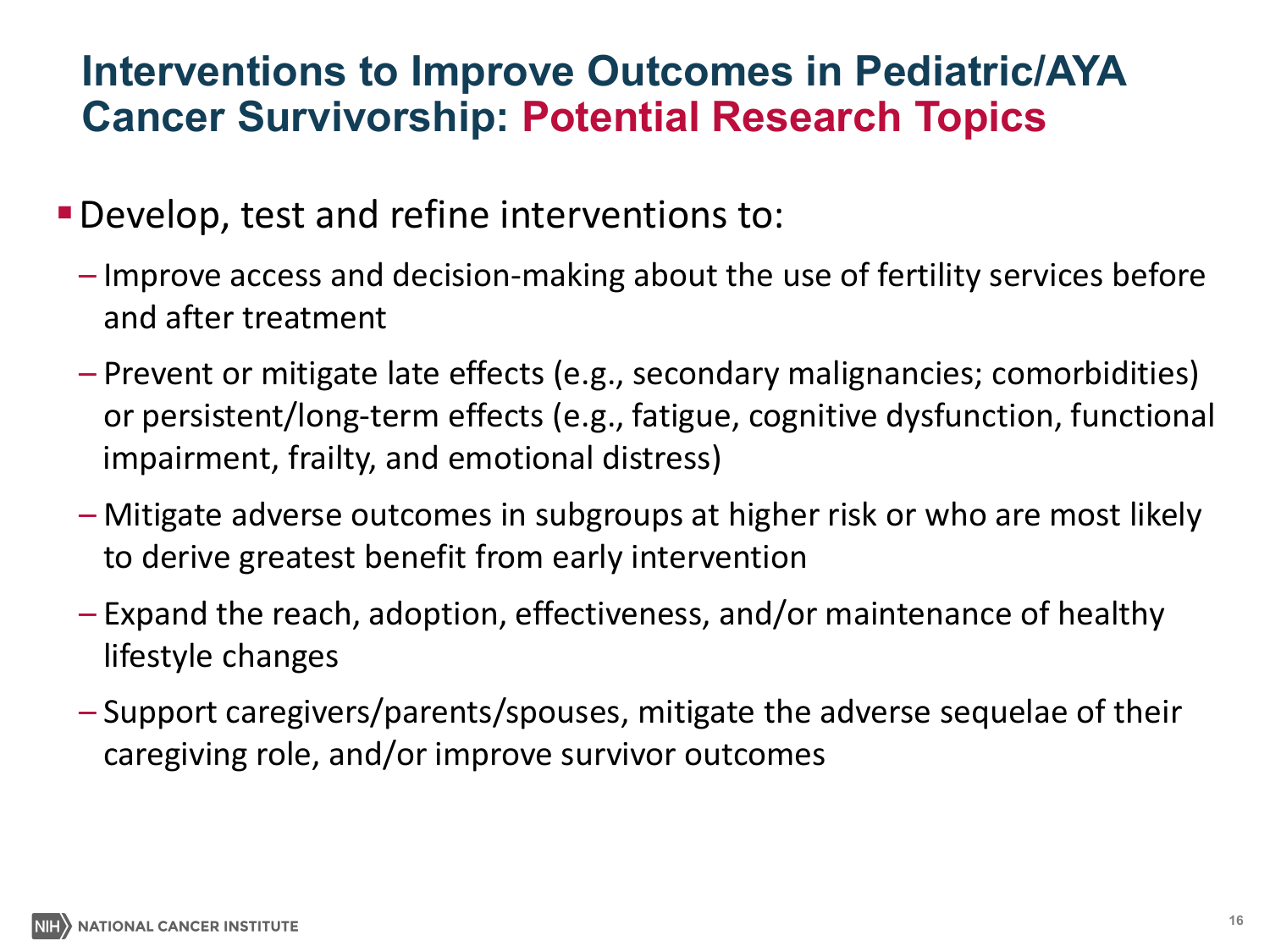# Interventions to Improve Outcomes in Pediatric/AYA Cancer Survivorship: Potential Research Topics

- Develop, test and refine interventions to:
  - Improve access and decision-making about the use of fertility services before and after treatment
  - Prevent or mitigate late effects (e.g., secondary malignancies; comorbidities) or persistent/long-term effects (e.g., fatigue, cognitive dysfunction, functional impairment, frailty, and emotional distress)
  - Mitigate adverse outcomes in subgroups at higher risk or who are most likely to derive greatest benefit from early intervention
  - Expand the reach, adoption, effectiveness, and/or maintenance of healthy lifestyle changes
  - Support caregivers/parents/spouses, mitigate the adverse sequelae of their caregiving role, and/or improve survivor outcomes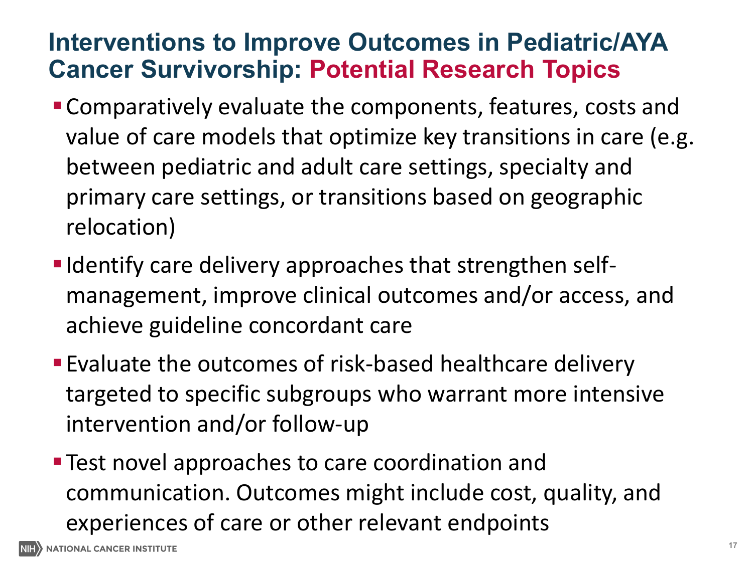# Interventions to Improve Outcomes in Pediatric/AYA Cancer Survivorship: Potential Research Topics

- Comparatively evaluate the components, features, costs and value of care models that optimize key transitions in care (e.g. between pediatric and adult care settings, specialty and primary care settings, or transitions based on geographic relocation)
- Identify care delivery approaches that strengthen self-management, improve clinical outcomes and/or access, and achieve guideline concordant care
- Evaluate the outcomes of risk-based healthcare delivery targeted to specific subgroups who warrant more intensive intervention and/or follow-up
- Test novel approaches to care coordination and communication. Outcomes might include cost, quality, and experiences of care or other relevant endpoints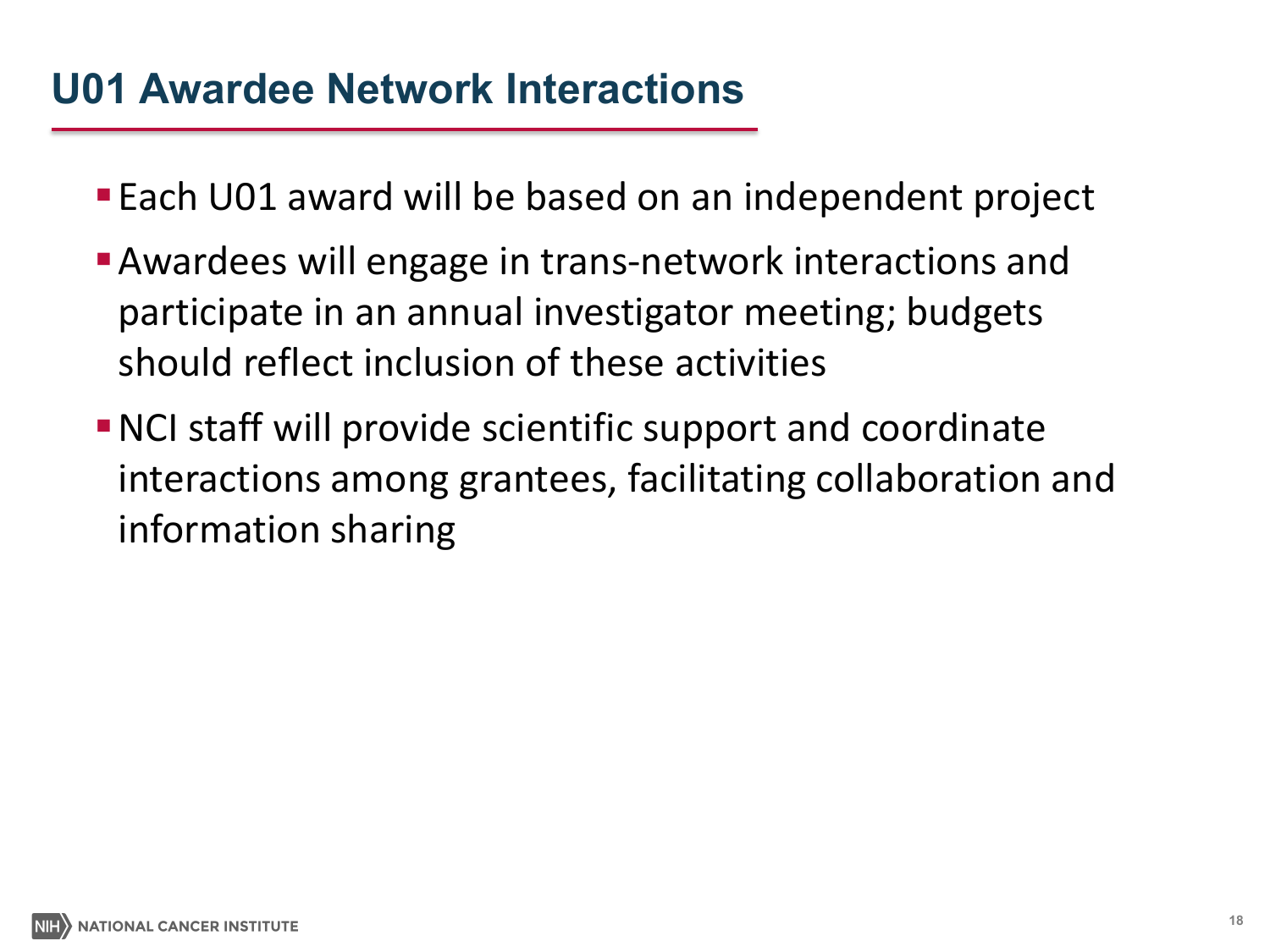# U01 Awardee Network Interactions

- Each U01 award will be based on an independent project
- Awardees will engage in trans-network interactions and participate in an annual investigator meeting; budgets should reflect inclusion of these activities
- NCI staff will provide scientific support and coordinate interactions among grantees, facilitating collaboration and information sharing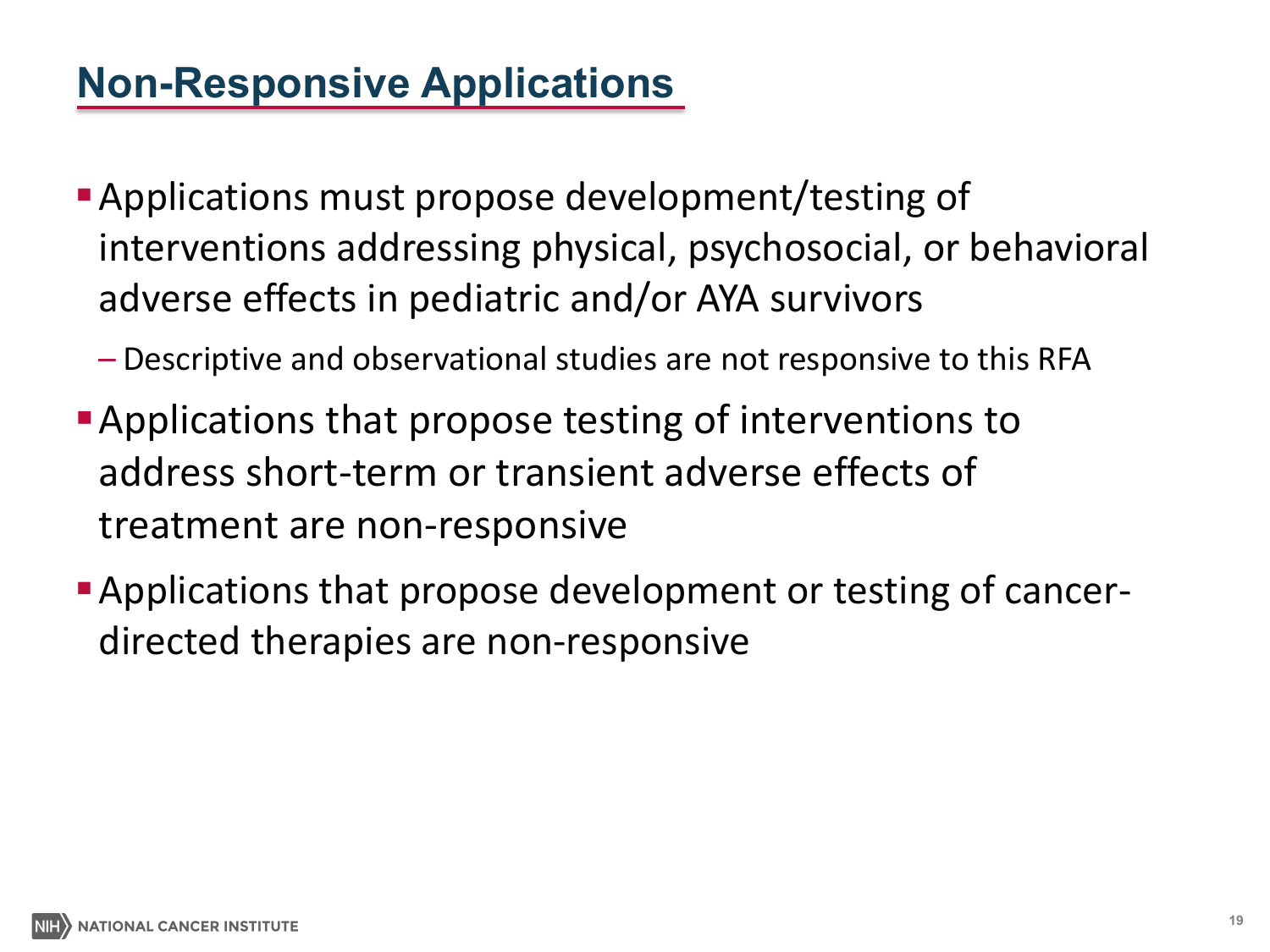# Non-Responsive Applications

- Applications must propose development/testing of interventions addressing physical, psychosocial, or behavioral adverse effects in pediatric and/or AYA survivors
  - Descriptive and observational studies are not responsive to this RFA
- Applications that propose testing of interventions to address short-term or transient adverse effects of treatment are non-responsive
- Applications that propose development or testing of cancer-directed therapies are non-responsive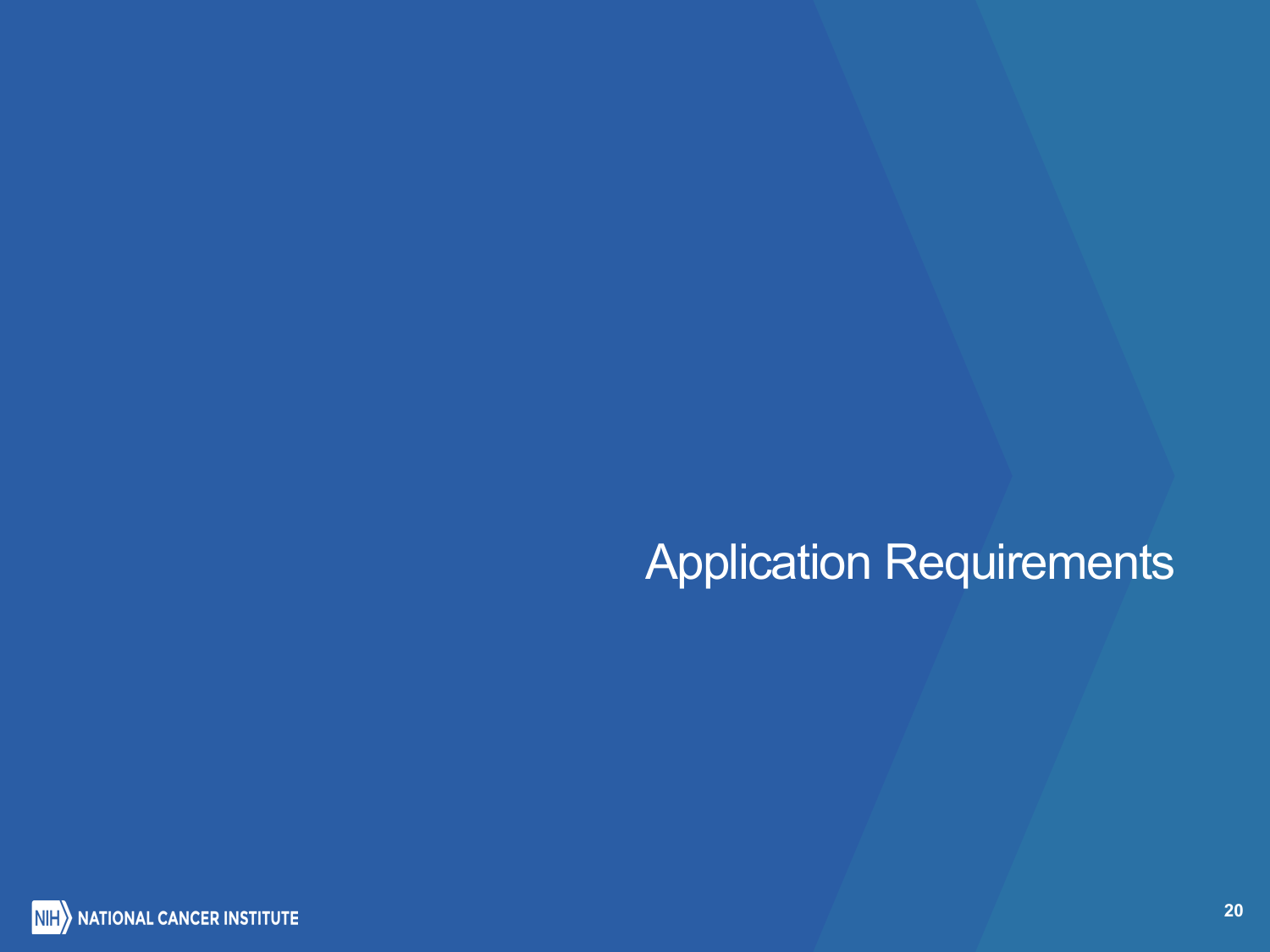# Application Requirements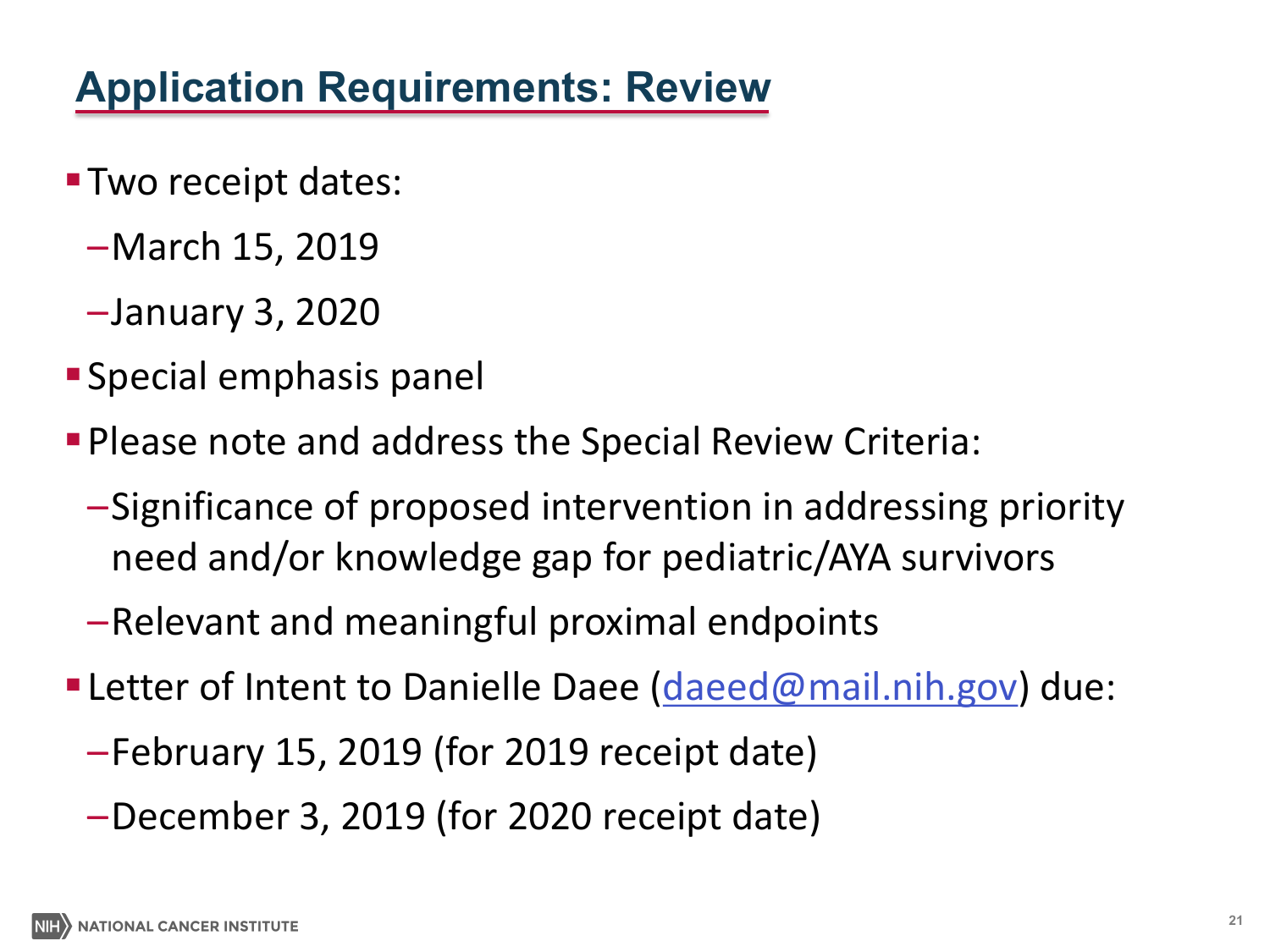# Application Requirements: Review

- Two receipt dates:
  - March 15, 2019
  - January 3, 2020
- Special emphasis panel
- Please note and address the Special Review Criteria:
  - Significance of proposed intervention in addressing priority need and/or knowledge gap for pediatric/AYA survivors
  - Relevant and meaningful proximal endpoints
- Letter of Intent to Danielle Daee (daeed@mail.nih.gov) due:
  - February 15, 2019 (for 2019 receipt date)
  - December 3, 2019 (for 2020 receipt date)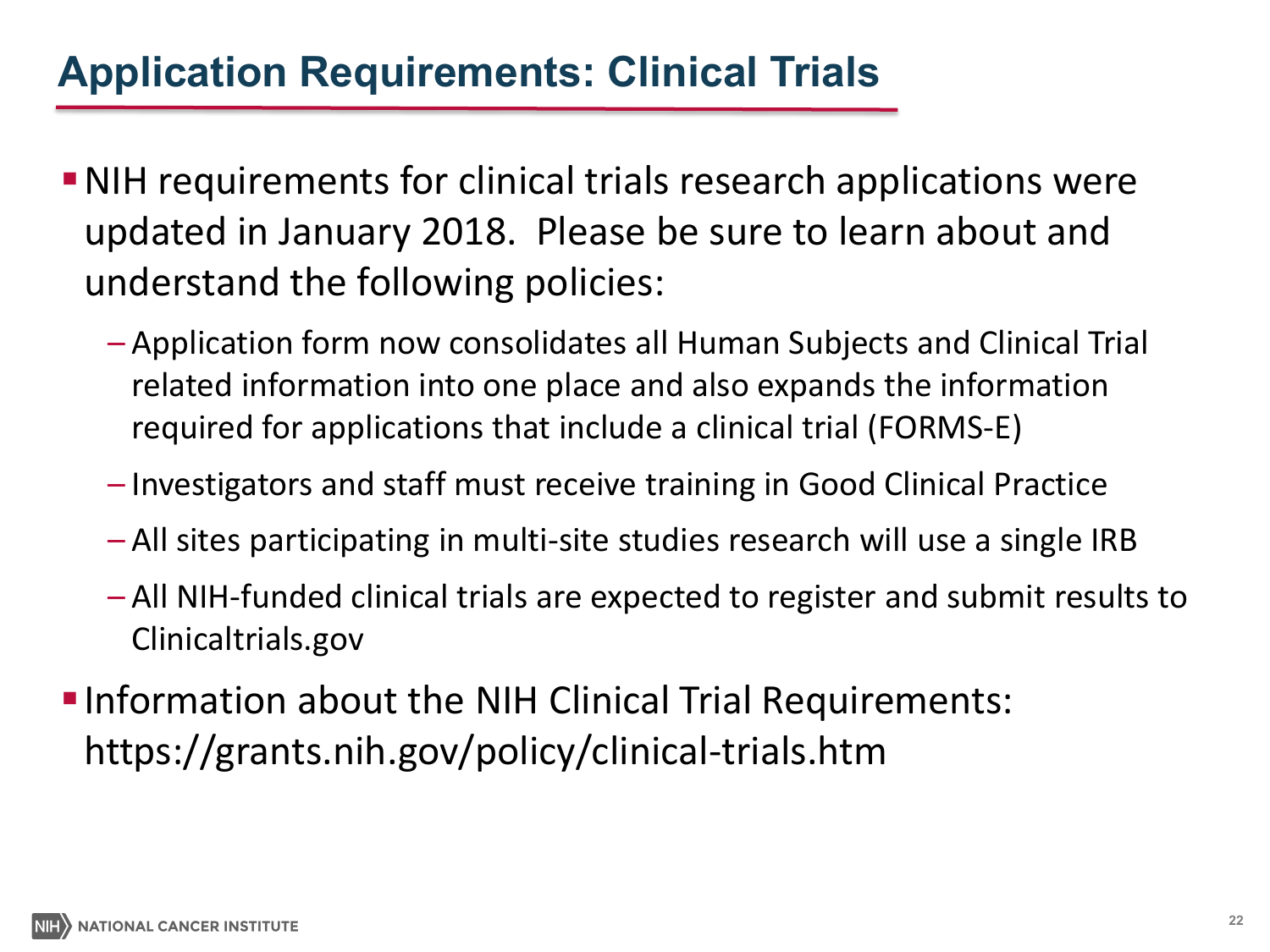# Application Requirements: Clinical Trials

- NIH requirements for clinical trials research applications were updated in January 2018. Please be sure to learn about and understand the following policies:
  - Application form now consolidates all Human Subjects and Clinical Trial related information into one place and also expands the information required for applications that include a clinical trial (FORMS-E)
  - Investigators and staff must receive training in Good Clinical Practice
  - All sites participating in multi-site studies research will use a single IRB
  - All NIH-funded clinical trials are expected to register and submit results to Clinicaltrials.gov
- Information about the NIH Clinical Trial Requirements: https://grants.nih.gov/policy/clinical-trials.htm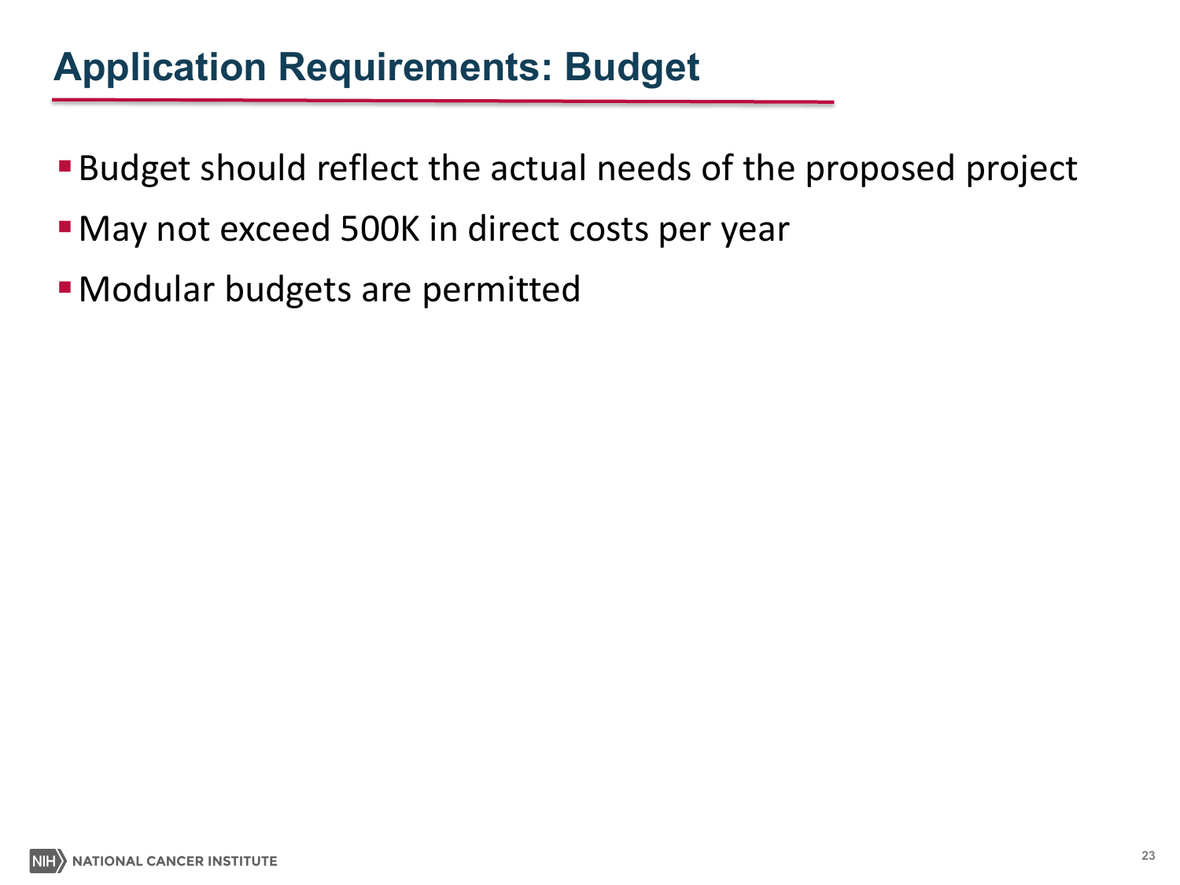# Application Requirements: Budget

- Budget should reflect the actual needs of the proposed project
- May not exceed 500K in direct costs per year
- Modular budgets are permitted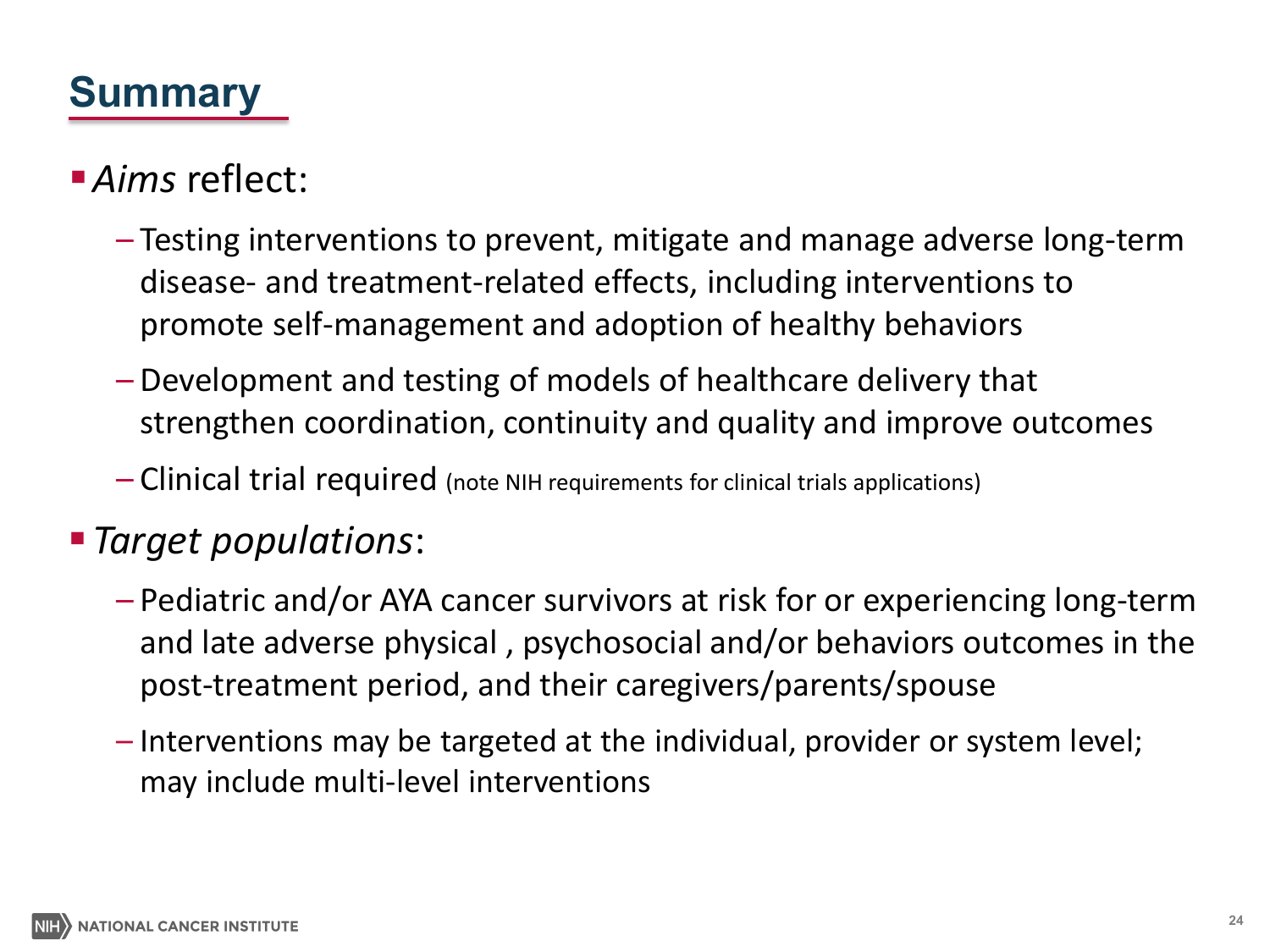# Summary

- *Aims* reflect:
  - Testing interventions to prevent, mitigate and manage adverse long-term disease- and treatment-related effects, including interventions to promote self-management and adoption of healthy behaviors
  - Development and testing of models of healthcare delivery that strengthen coordination, continuity and quality and improve outcomes
  - Clinical trial required (note NIH requirements for clinical trials applications)
- *Target populations*:
  - Pediatric and/or AYA cancer survivors at risk for or experiencing long-term and late adverse physical , psychosocial and/or behaviors outcomes in the post-treatment period, and their caregivers/parents/spouse
  - Interventions may be targeted at the individual, provider or system level; may include multi-level interventions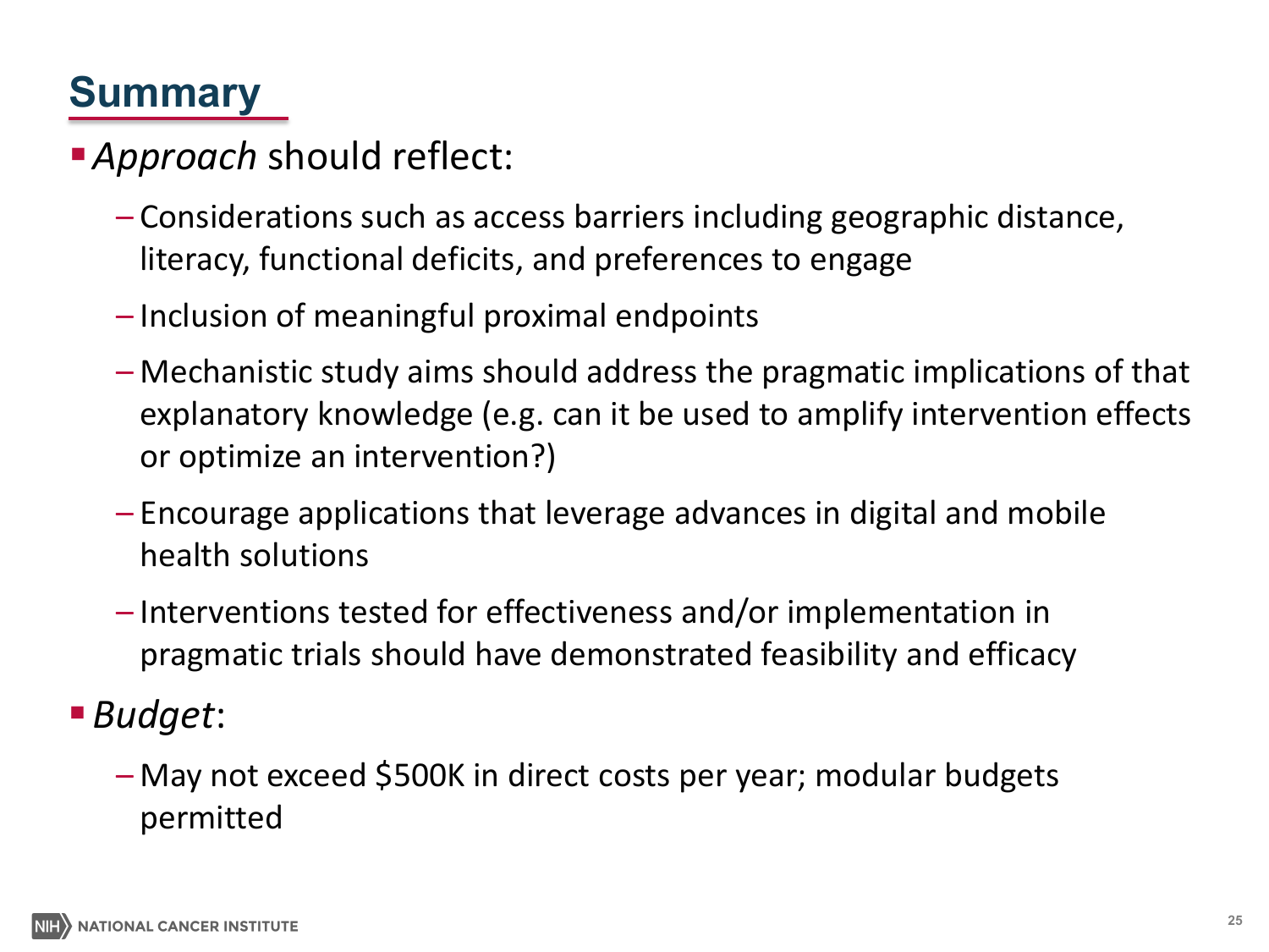# Summary

- *Approach* should reflect:
  - Considerations such as access barriers including geographic distance, literacy, functional deficits, and preferences to engage
  - Inclusion of meaningful proximal endpoints
  - Mechanistic study aims should address the pragmatic implications of that explanatory knowledge (e.g. can it be used to amplify intervention effects or optimize an intervention?)
  - Encourage applications that leverage advances in digital and mobile health solutions
  - Interventions tested for effectiveness and/or implementation in pragmatic trials should have demonstrated feasibility and efficacy
- *Budget*:
  - May not exceed $500K in direct costs per year; modular budgets permitted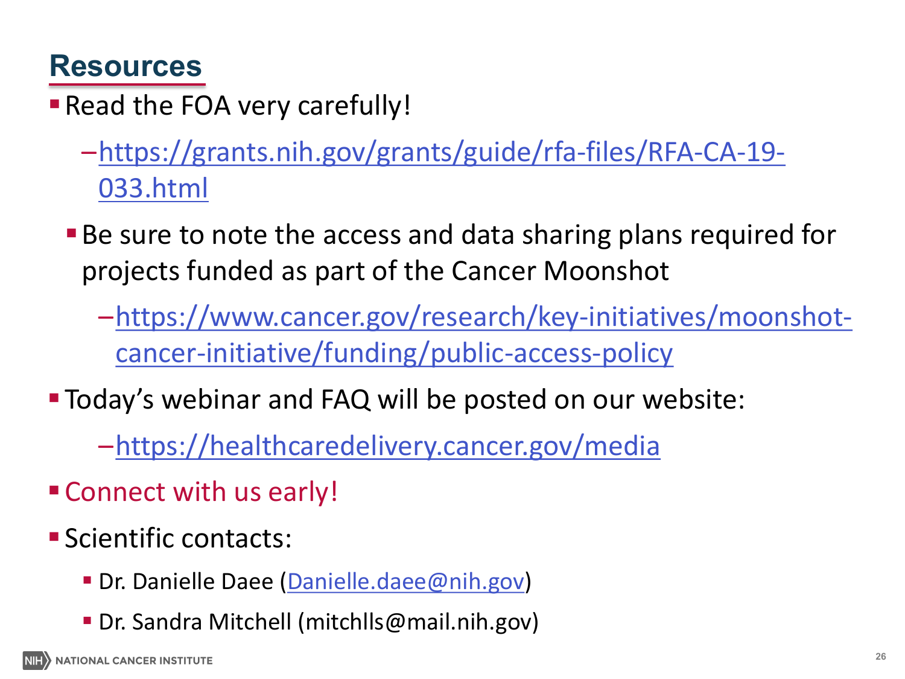## Resources

- Read the FOA very carefully!
  - https://grants.nih.gov/grants/guide/rfa-files/RFA-CA-19-033.html
  - Be sure to note the access and data sharing plans required for projects funded as part of the Cancer Moonshot
    - https://www.cancer.gov/research/key-initiatives/moonshot-cancer-initiative/funding/public-access-policy
- Today's webinar and FAQ will be posted on our website:
  - https://healthcaredelivery.cancer.gov/media
- Connect with us early!
- Scientific contacts:
  - Dr. Danielle Daee (Danielle.daee@nih.gov)
  - Dr. Sandra Mitchell (mitchlls@mail.nih.gov)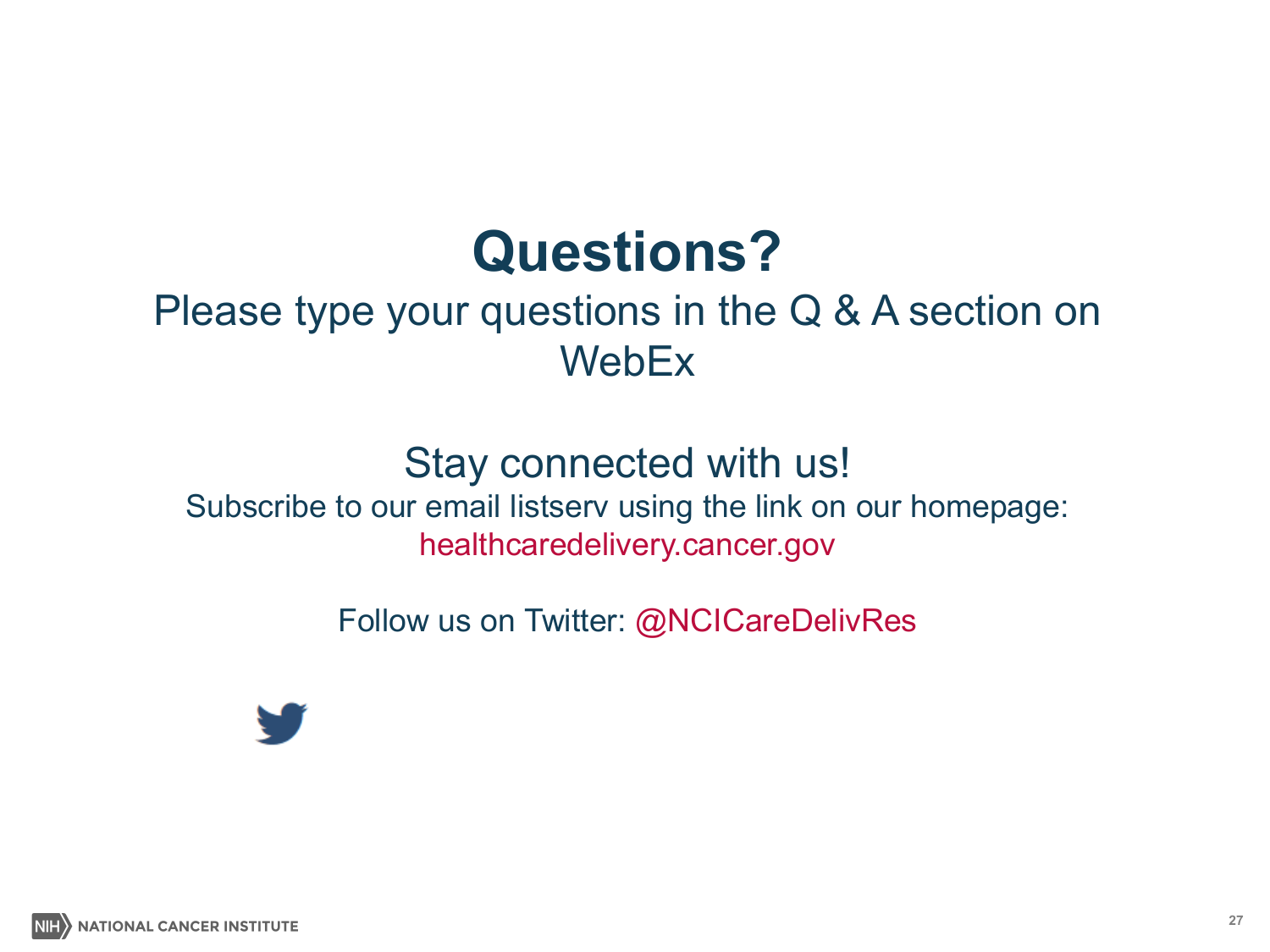# Questions?

Please type your questions in the Q & A section on WebEx

## Stay connected with us!

Subscribe to our email listserv using the link on our homepage:
healthcaredelivery.cancer.gov

Follow us on Twitter: @NCICareDelivRes